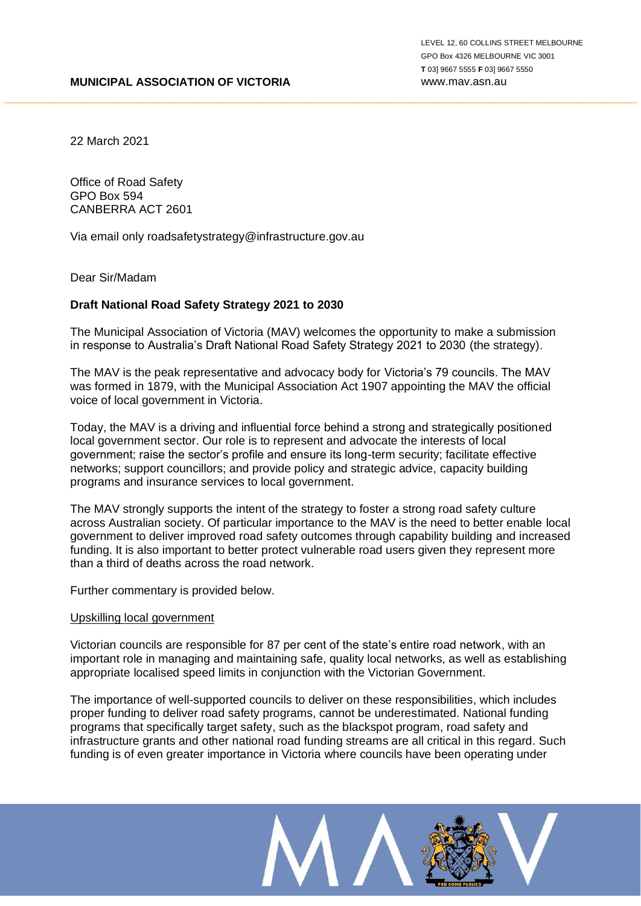**MUNICIPAL ASSOCIATION OF VICTORIA**

LEVEL 12, 60 COLLINS STREET MELBOURNE
GPO Box 4326 MELBOURNE VIC 3001
**T** 03] 9667 5555 **F** 03] 9667 5550
www.mav.asn.au

22 March 2021

Office of Road Safety
GPO Box 594
CANBERRA ACT 2601

Via email only roadsafetystrategy@infrastructure.gov.au

Dear Sir/Madam

**Draft National Road Safety Strategy 2021 to 2030**

The Municipal Association of Victoria (MAV) welcomes the opportunity to make a submission in response to Australia's Draft National Road Safety Strategy 2021 to 2030 (the strategy).

The MAV is the peak representative and advocacy body for Victoria's 79 councils. The MAV was formed in 1879, with the Municipal Association Act 1907 appointing the MAV the official voice of local government in Victoria.

Today, the MAV is a driving and influential force behind a strong and strategically positioned local government sector. Our role is to represent and advocate the interests of local government; raise the sector's profile and ensure its long-term security; facilitate effective networks; support councillors; and provide policy and strategic advice, capacity building programs and insurance services to local government.

The MAV strongly supports the intent of the strategy to foster a strong road safety culture across Australian society. Of particular importance to the MAV is the need to better enable local government to deliver improved road safety outcomes through capability building and increased funding. It is also important to better protect vulnerable road users given they represent more than a third of deaths across the road network.

Further commentary is provided below.

Upskilling local government

Victorian councils are responsible for 87 per cent of the state's entire road network, with an important role in managing and maintaining safe, quality local networks, as well as establishing appropriate localised speed limits in conjunction with the Victorian Government.

The importance of well-supported councils to deliver on these responsibilities, which includes proper funding to deliver road safety programs, cannot be underestimated. National funding programs that specifically target safety, such as the blackspot program, road safety and infrastructure grants and other national road funding streams are all critical in this regard. Such funding is of even greater importance in Victoria where councils have been operating under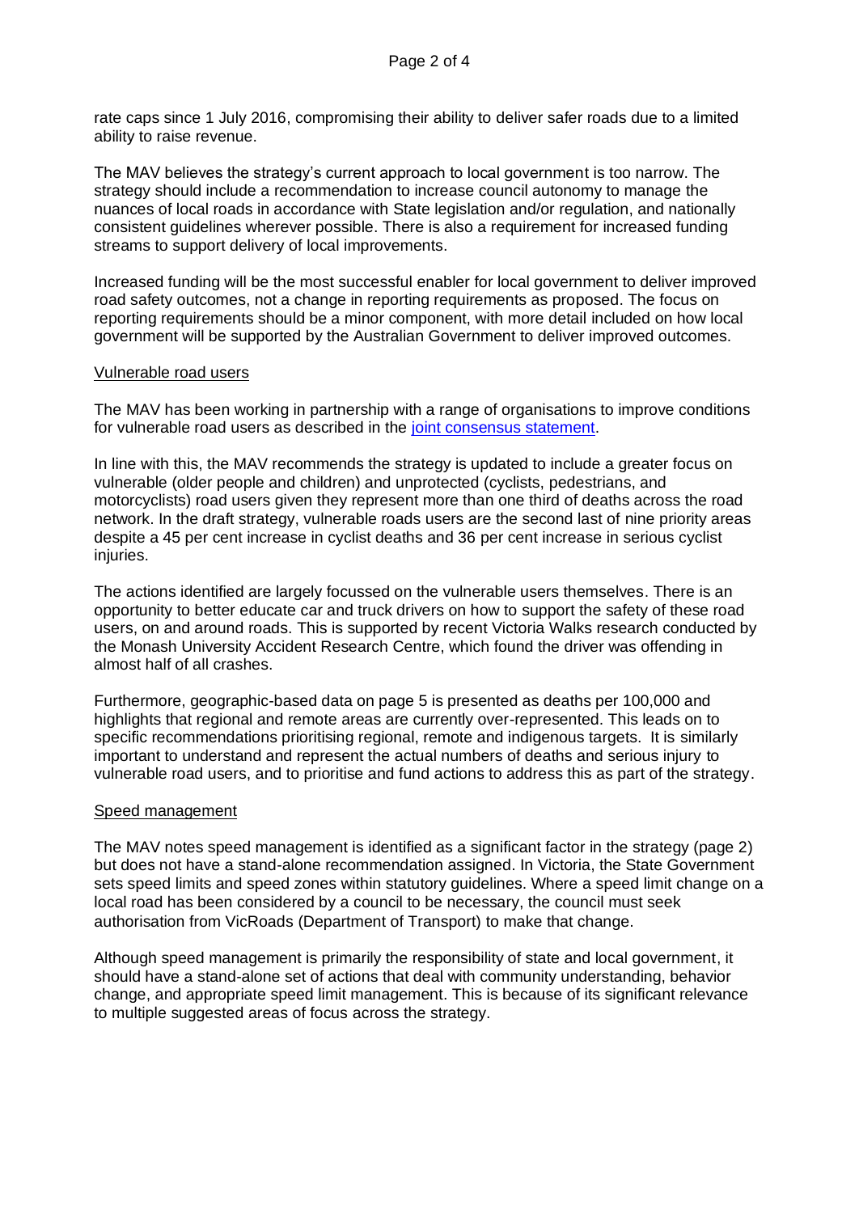rate caps since 1 July 2016, compromising their ability to deliver safer roads due to a limited ability to raise revenue.

The MAV believes the strategy's current approach to local government is too narrow. The strategy should include a recommendation to increase council autonomy to manage the nuances of local roads in accordance with State legislation and/or regulation, and nationally consistent guidelines wherever possible. There is also a requirement for increased funding streams to support delivery of local improvements.

Increased funding will be the most successful enabler for local government to deliver improved road safety outcomes, not a change in reporting requirements as proposed. The focus on reporting requirements should be a minor component, with more detail included on how local government will be supported by the Australian Government to deliver improved outcomes.

## Vulnerable road users

The MAV has been working in partnership with a range of organisations to improve conditions for vulnerable road users as described in the joint consensus statement.

In line with this, the MAV recommends the strategy is updated to include a greater focus on vulnerable (older people and children) and unprotected (cyclists, pedestrians, and motorcyclists) road users given they represent more than one third of deaths across the road network. In the draft strategy, vulnerable roads users are the second last of nine priority areas despite a 45 per cent increase in cyclist deaths and 36 per cent increase in serious cyclist injuries.

The actions identified are largely focussed on the vulnerable users themselves. There is an opportunity to better educate car and truck drivers on how to support the safety of these road users, on and around roads. This is supported by recent Victoria Walks research conducted by the Monash University Accident Research Centre, which found the driver was offending in almost half of all crashes.

Furthermore, geographic-based data on page 5 is presented as deaths per 100,000 and highlights that regional and remote areas are currently over-represented. This leads on to specific recommendations prioritising regional, remote and indigenous targets. It is similarly important to understand and represent the actual numbers of deaths and serious injury to vulnerable road users, and to prioritise and fund actions to address this as part of the strategy.

## Speed management

The MAV notes speed management is identified as a significant factor in the strategy (page 2) but does not have a stand-alone recommendation assigned. In Victoria, the State Government sets speed limits and speed zones within statutory guidelines. Where a speed limit change on a local road has been considered by a council to be necessary, the council must seek authorisation from VicRoads (Department of Transport) to make that change.

Although speed management is primarily the responsibility of state and local government, it should have a stand-alone set of actions that deal with community understanding, behavior change, and appropriate speed limit management. This is because of its significant relevance to multiple suggested areas of focus across the strategy.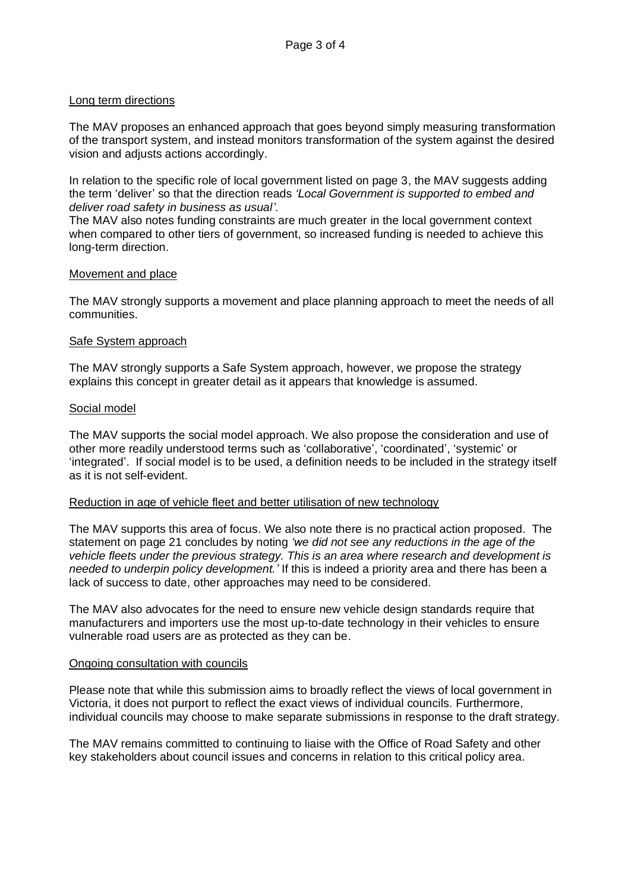## Long term directions

The MAV proposes an enhanced approach that goes beyond simply measuring transformation of the transport system, and instead monitors transformation of the system against the desired vision and adjusts actions accordingly.

In relation to the specific role of local government listed on page 3, the MAV suggests adding the term 'deliver' so that the direction reads *'Local Government is supported to embed and deliver road safety in business as usual'.*
The MAV also notes funding constraints are much greater in the local government context when compared to other tiers of government, so increased funding is needed to achieve this long-term direction.

## Movement and place

The MAV strongly supports a movement and place planning approach to meet the needs of all communities.

## Safe System approach

The MAV strongly supports a Safe System approach, however, we propose the strategy explains this concept in greater detail as it appears that knowledge is assumed.

## Social model

The MAV supports the social model approach. We also propose the consideration and use of other more readily understood terms such as 'collaborative', 'coordinated', 'systemic' or 'integrated'. If social model is to be used, a definition needs to be included in the strategy itself as it is not self-evident.

## Reduction in age of vehicle fleet and better utilisation of new technology

The MAV supports this area of focus. We also note there is no practical action proposed. The statement on page 21 concludes by noting *'we did not see any reductions in the age of the vehicle fleets under the previous strategy. This is an area where research and development is needed to underpin policy development.'* If this is indeed a priority area and there has been a lack of success to date, other approaches may need to be considered.

The MAV also advocates for the need to ensure new vehicle design standards require that manufacturers and importers use the most up-to-date technology in their vehicles to ensure vulnerable road users are as protected as they can be.

## Ongoing consultation with councils

Please note that while this submission aims to broadly reflect the views of local government in Victoria, it does not purport to reflect the exact views of individual councils. Furthermore, individual councils may choose to make separate submissions in response to the draft strategy.

The MAV remains committed to continuing to liaise with the Office of Road Safety and other key stakeholders about council issues and concerns in relation to this critical policy area.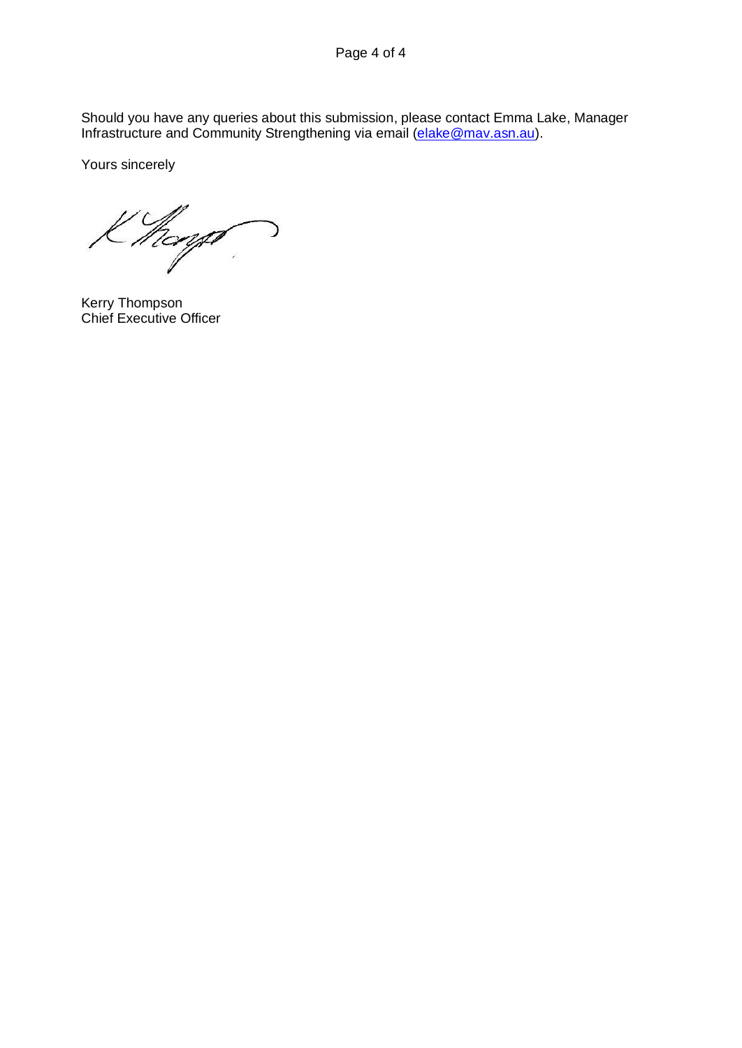Should you have any queries about this submission, please contact Emma Lake, Manager Infrastructure and Community Strengthening via email (elake@mav.asn.au).

Yours sincerely

Kerry Thompson
Chief Executive Officer